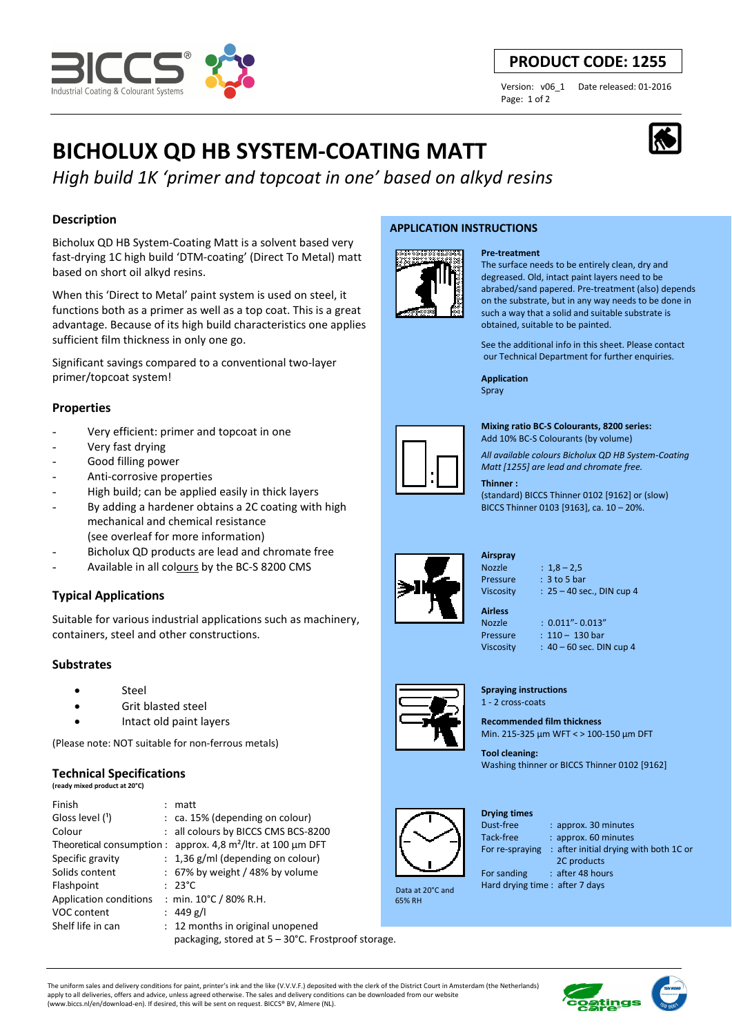**PRODUCT CODE: 1255**

Version: v06_1 Date released: 01-2016

# BICHOLUX QD HB SYSTEM-COATING MATT

*High build 1K 'primer and topcoat in one' based on alkyd resins*

## Description

Bicholux QD HB System-Coating Matt is a solvent based very fast-drying 1C high build 'DTM-coating' (Direct To Metal) matt based on short oil alkyd resins.

When this 'Direct to Metal' paint system is used on steel, it functions both as a primer as well as a top coat. This is a great advantage. Because of its high build characteristics one applies sufficient film thickness in only one go.

Significant savings compared to a conventional two-layer primer/topcoat system!

## Properties

- Very efficient: primer and topcoat in one
- Very fast drying
- Good filling power
- Anti-corrosive properties
- High build; can be applied easily in thick layers
- By adding a hardener obtains a 2C coating with high mechanical and chemical resistance (see overleaf for more information)
- Bicholux QD products are lead and chromate free
- Available in all colours by the BC-S 8200 CMS

## Typical Applications

Suitable for various industrial applications such as machinery, containers, steel and other constructions.

## Substrates

- Steel
- Grit blasted steel
- Intact old paint layers

(Please note: NOT suitable for non-ferrous metals)

## Technical Specifications

**(ready mixed product at 20°C)**

| | |
|---|---|
| Finish | : matt |
| Gloss level (1) | : ca. 15% (depending on colour) |
| Colour | : all colours by BICCS CMS BCS-8200 |
| Theoretical consumption | : approx. 4,8 m²/ltr. at 100 µm DFT |
| Specific gravity | : 1,36 g/ml (depending on colour) |
| Solids content | : 67% by weight / 48% by volume |
| Flashpoint | : 23°C |
| Application conditions | : min. 10°C / 80% R.H. |
| VOC content | : 449 g/l |
| Shelf life in can | : 12 months in original unopened packaging, stored at 5 – 30°C. Frostproof storage. |

## APPLICATION INSTRUCTIONS

**Pre-treatment**

The surface needs to be entirely clean, dry and degreased. Old, intact paint layers need to be abraded/sand papered. Pre-treatment (also) depends on the substrate, but in any way needs to be done in such a way that a solid and suitable substrate is obtained, suitable to be painted.

See the additional info in this sheet. Please contact our Technical Department for further enquiries.

**Application**

Spray

**Mixing ratio BC-S Colourants, 8200 series:**

Add 10% BC-S Colourants (by volume)

*All available colours Bicholux QD HB System-Coating Matt [1255] are lead and chromate free.*

**Thinner :**

(standard) BICCS Thinner 0102 [9162] or (slow) BICCS Thinner 0103 [9163], ca. 10 – 20%.

**Airspray**

| | |
|---|---|
| Nozzle | : 1,8 – 2,5 |
| Pressure | : 3 to 5 bar |
| Viscosity | : 25 – 40 sec., DIN cup 4 |

**Airless**

| | |
|---|---|
| Nozzle | : 0.011"- 0.013" |
| Pressure | : 110 – 130 bar |
| Viscosity | : 40 – 60 sec. DIN cup 4 |

**Spraying instructions**

1 - 2 cross-coats

**Recommended film thickness**

Min. 215-325 µm WFT < > 100-150 µm DFT

**Tool cleaning:**

Washing thinner or BICCS Thinner 0102 [9162]

**Drying times**

| | |
|---|---|
| Dust-free | : approx. 30 minutes |
| Tack-free | : approx. 60 minutes |
| For re-spraying | : after initial drying with both 1C or 2C products |
| For sanding | : after 48 hours |
| Hard drying time | : after 7 days |

Data at 20°C and 65% RH

The uniform sales and delivery conditions for paint, printer's ink and the like (V.V.V.F.) deposited with the clerk of the District Court in Amsterdam (the Netherlands) apply to all deliveries, offers and advice, unless agreed otherwise. The sales and delivery conditions can be downloaded from our website (www.biccs.nl/en/download-en). If desired, this will be sent on request. BICCS® BV, Almere (NL).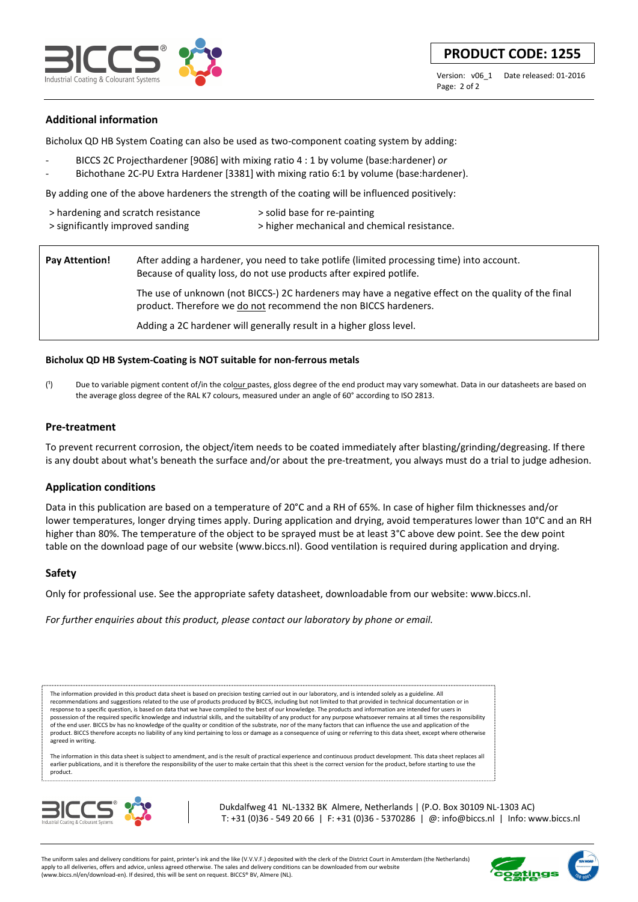## Additional information

Bicholux QD HB System Coating can also be used as two-component coating system by adding:

- BICCS 2C Projecthardener [9086] with mixing ratio 4 : 1 by volume (base:hardener) *or*
- Bichothane 2C-PU Extra Hardener [3381] with mixing ratio 6:1 by volume (base:hardener).

By adding one of the above hardeners the strength of the coating will be influenced positively:

> hardening and scratch resistance
> significantly improved sanding
> solid base for re-painting
> higher mechanical and chemical resistance.

| | |
|---|---|
| **Pay Attention!** | After adding a hardener, you need to take potlife (limited processing time) into account. Because of quality loss, do not use products after expired potlife. |
| | The use of unknown (not BICCS-) 2C hardeners may have a negative effect on the quality of the final product. Therefore we do not recommend the non BICCS hardeners. |
| | Adding a 2C hardener will generally result in a higher gloss level. |

**Bicholux QD HB System-Coating is NOT suitable for non-ferrous metals**

([1]) Due to variable pigment content of/in the colour pastes, gloss degree of the end product may vary somewhat. Data in our datasheets are based on the average gloss degree of the RAL K7 colours, measured under an angle of 60° according to ISO 2813.

## Pre-treatment

To prevent recurrent corrosion, the object/item needs to be coated immediately after blasting/grinding/degreasing. If there is any doubt about what's beneath the surface and/or about the pre-treatment, you always must do a trial to judge adhesion.

## Application conditions

Data in this publication are based on a temperature of 20°C and a RH of 65%. In case of higher film thicknesses and/or lower temperatures, longer drying times apply. During application and drying, avoid temperatures lower than 10°C and an RH higher than 80%. The temperature of the object to be sprayed must be at least 3°C above dew point. See the dew point table on the download page of our website (www.biccs.nl). Good ventilation is required during application and drying.

## Safety

Only for professional use. See the appropriate safety datasheet, downloadable from our website: www.biccs.nl.

*For further enquiries about this product, please contact our laboratory by phone or email.*

The information provided in this product data sheet is based on precision testing carried out in our laboratory, and is intended solely as a guideline. All recommendations and suggestions related to the use of products produced by BICCS, including but not limited to that provided in technical documentation or in response to a specific question, is based on data that we have compiled to the best of our knowledge. The products and information are intended for users in possession of the required specific knowledge and industrial skills, and the suitability of any product for any purpose whatsoever remains at all times the responsibility of the end user. BICCS bv has no knowledge of the quality or condition of the substrate, nor of the many factors that can influence the use and application of the product. BICCS therefore accepts no liability of any kind pertaining to loss or damage as a consequence of using or referring to this data sheet, except where otherwise agreed in writing.

The information in this data sheet is subject to amendment, and is the result of practical experience and continuous product development. This data sheet replaces all earlier publications, and it is therefore the responsibility of the user to make certain that this sheet is the correct version for the product, before starting to use the product.

Dukdalfweg 41 NL-1332 BK Almere, Netherlands | (P.O. Box 30109 NL-1303 AC)
T: +31 (0)36 - 549 20 66 | F: +31 (0)36 - 5370286 | @: info@biccs.nl | Info: www.biccs.nl

The uniform sales and delivery conditions for paint, printer's ink and the like (V.V.V.F.) deposited with the clerk of the District Court in Amsterdam (the Netherlands) apply to all deliveries, offers and advice, unless agreed otherwise. The sales and delivery conditions can be downloaded from our website (www.biccs.nl/en/download-en). If desired, this will be sent on request. BICCS® BV, Almere (NL).